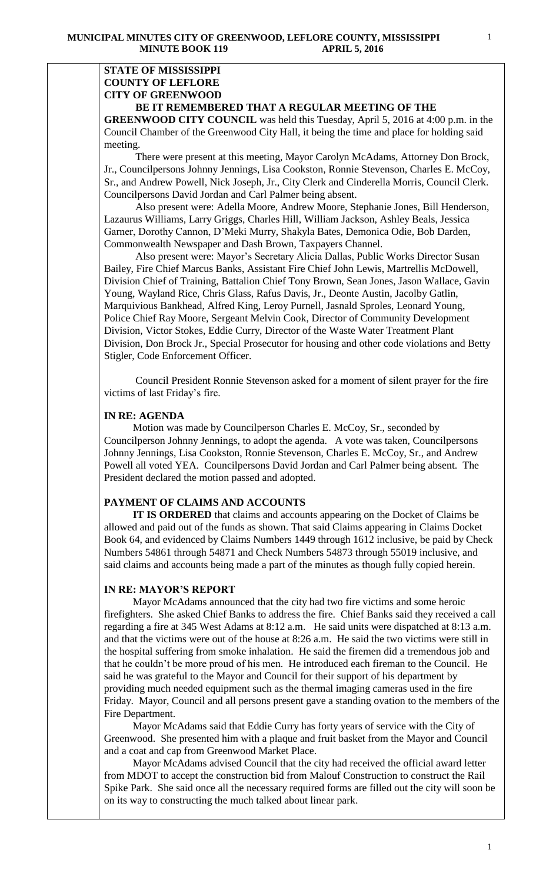**STATE OF MISSISSIPPI**
**COUNTY OF LEFLORE**
**CITY OF GREENWOOD**

**BE IT REMEMBERED THAT A REGULAR MEETING OF THE GREENWOOD CITY COUNCIL** was held this Tuesday, April 5, 2016 at 4:00 p.m. in the Council Chamber of the Greenwood City Hall, it being the time and place for holding said meeting.

There were present at this meeting, Mayor Carolyn McAdams, Attorney Don Brock, Jr., Councilpersons Johnny Jennings, Lisa Cookston, Ronnie Stevenson, Charles E. McCoy, Sr., and Andrew Powell, Nick Joseph, Jr., City Clerk and Cinderella Morris, Council Clerk. Councilpersons David Jordan and Carl Palmer being absent.

Also present were: Adella Moore, Andrew Moore, Stephanie Jones, Bill Henderson, Lazaurus Williams, Larry Griggs, Charles Hill, William Jackson, Ashley Beals, Jessica Garner, Dorothy Cannon, D'Meki Murry, Shakyla Bates, Demonica Odie, Bob Darden, Commonwealth Newspaper and Dash Brown, Taxpayers Channel.

Also present were: Mayor's Secretary Alicia Dallas, Public Works Director Susan Bailey, Fire Chief Marcus Banks, Assistant Fire Chief John Lewis, Martrellis McDowell, Division Chief of Training, Battalion Chief Tony Brown, Sean Jones, Jason Wallace, Gavin Young, Wayland Rice, Chris Glass, Rafus Davis, Jr., Deonte Austin, Jacolby Gatlin, Marquivious Bankhead, Alfred King, Leroy Purnell, Jasnald Sproles, Leonard Young, Police Chief Ray Moore, Sergeant Melvin Cook, Director of Community Development Division, Victor Stokes, Eddie Curry, Director of the Waste Water Treatment Plant Division, Don Brock Jr., Special Prosecutor for housing and other code violations and Betty Stigler, Code Enforcement Officer.

Council President Ronnie Stevenson asked for a moment of silent prayer for the fire victims of last Friday's fire.

**IN RE: AGENDA**

Motion was made by Councilperson Charles E. McCoy, Sr., seconded by Councilperson Johnny Jennings, to adopt the agenda. A vote was taken, Councilpersons Johnny Jennings, Lisa Cookston, Ronnie Stevenson, Charles E. McCoy, Sr., and Andrew Powell all voted YEA. Councilpersons David Jordan and Carl Palmer being absent. The President declared the motion passed and adopted.

**PAYMENT OF CLAIMS AND ACCOUNTS**

**IT IS ORDERED** that claims and accounts appearing on the Docket of Claims be allowed and paid out of the funds as shown. That said Claims appearing in Claims Docket Book 64, and evidenced by Claims Numbers 1449 through 1612 inclusive, be paid by Check Numbers 54861 through 54871 and Check Numbers 54873 through 55019 inclusive, and said claims and accounts being made a part of the minutes as though fully copied herein.

**IN RE: MAYOR'S REPORT**

Mayor McAdams announced that the city had two fire victims and some heroic firefighters. She asked Chief Banks to address the fire. Chief Banks said they received a call regarding a fire at 345 West Adams at 8:12 a.m. He said units were dispatched at 8:13 a.m. and that the victims were out of the house at 8:26 a.m. He said the two victims were still in the hospital suffering from smoke inhalation. He said the firemen did a tremendous job and that he couldn't be more proud of his men. He introduced each fireman to the Council. He said he was grateful to the Mayor and Council for their support of his department by providing much needed equipment such as the thermal imaging cameras used in the fire Friday. Mayor, Council and all persons present gave a standing ovation to the members of the Fire Department.

Mayor McAdams said that Eddie Curry has forty years of service with the City of Greenwood. She presented him with a plaque and fruit basket from the Mayor and Council and a coat and cap from Greenwood Market Place.

Mayor McAdams advised Council that the city had received the official award letter from MDOT to accept the construction bid from Malouf Construction to construct the Rail Spike Park. She said once all the necessary required forms are filled out the city will soon be on its way to constructing the much talked about linear park.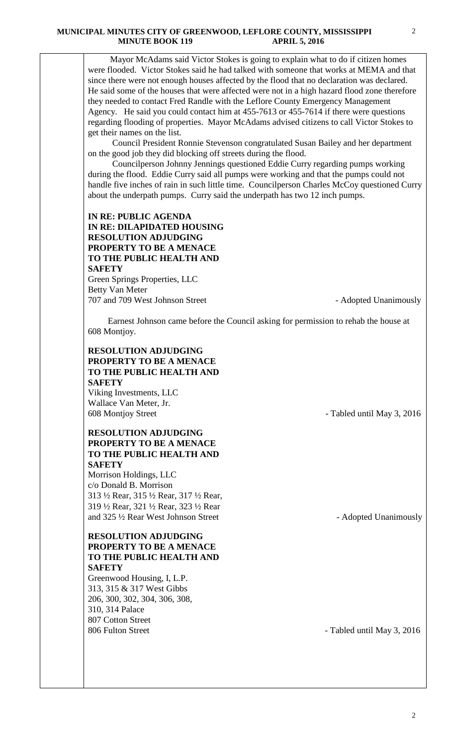Mayor McAdams said Victor Stokes is going to explain what to do if citizen homes were flooded. Victor Stokes said he had talked with someone that works at MEMA and that since there were not enough houses affected by the flood that no declaration was declared. He said some of the houses that were affected were not in a high hazard flood zone therefore they needed to contact Fred Randle with the Leflore County Emergency Management Agency. He said you could contact him at 455-7613 or 455-7614 if there were questions regarding flooding of properties. Mayor McAdams advised citizens to call Victor Stokes to get their names on the list.

Council President Ronnie Stevenson congratulated Susan Bailey and her department on the good job they did blocking off streets during the flood.

Councilperson Johnny Jennings questioned Eddie Curry regarding pumps working during the flood. Eddie Curry said all pumps were working and that the pumps could not handle five inches of rain in such little time. Councilperson Charles McCoy questioned Curry about the underpath pumps. Curry said the underpath has two 12 inch pumps.

**IN RE: PUBLIC AGENDA**
**IN RE: DILAPIDATED HOUSING**
**RESOLUTION ADJUDGING PROPERTY TO BE A MENACE TO THE PUBLIC HEALTH AND SAFETY**

Green Springs Properties, LLC
Betty Van Meter
707 and 709 West Johnson Street - Adopted Unanimously

Earnest Johnson came before the Council asking for permission to rehab the house at 608 Montjoy.

**RESOLUTION ADJUDGING PROPERTY TO BE A MENACE TO THE PUBLIC HEALTH AND SAFETY**

Viking Investments, LLC
Wallace Van Meter, Jr.
608 Montjoy Street - Tabled until May 3, 2016

**RESOLUTION ADJUDGING PROPERTY TO BE A MENACE TO THE PUBLIC HEALTH AND SAFETY**

Morrison Holdings, LLC
c/o Donald B. Morrison
313 ½ Rear, 315 ½ Rear, 317 ½ Rear,
319 ½ Rear, 321 ½ Rear, 323 ½ Rear
and 325 ½ Rear West Johnson Street - Adopted Unanimously

**RESOLUTION ADJUDGING PROPERTY TO BE A MENACE TO THE PUBLIC HEALTH AND SAFETY**

Greenwood Housing, I, L.P.
313, 315 & 317 West Gibbs
206, 300, 302, 304, 306, 308,
310, 314 Palace
807 Cotton Street
806 Fulton Street - Tabled until May 3, 2016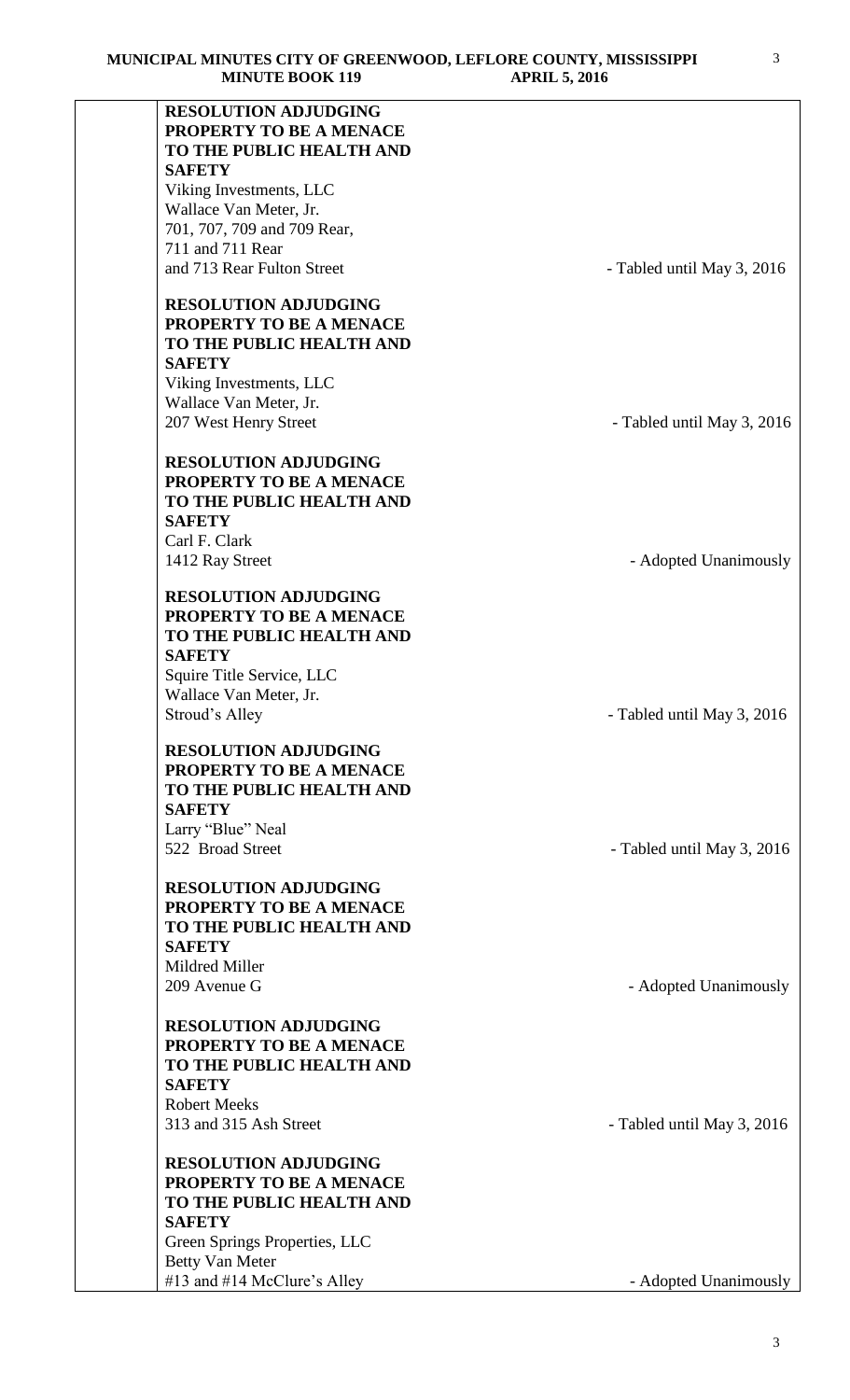| | |
|---|---|
| **RESOLUTION ADJUDGING PROPERTY TO BE A MENACE TO THE PUBLIC HEALTH AND SAFETY**<br>Viking Investments, LLC<br>Wallace Van Meter, Jr.<br>701, 707, 709 and 709 Rear,<br>711 and 711 Rear<br>and 713 Rear Fulton Street | - Tabled until May 3, 2016 |
| **RESOLUTION ADJUDGING PROPERTY TO BE A MENACE TO THE PUBLIC HEALTH AND SAFETY**<br>Viking Investments, LLC<br>Wallace Van Meter, Jr.<br>207 West Henry Street | - Tabled until May 3, 2016 |
| **RESOLUTION ADJUDGING PROPERTY TO BE A MENACE TO THE PUBLIC HEALTH AND SAFETY**<br>Carl F. Clark<br>1412 Ray Street | - Adopted Unanimously |
| **RESOLUTION ADJUDGING PROPERTY TO BE A MENACE TO THE PUBLIC HEALTH AND SAFETY**<br>Squire Title Service, LLC<br>Wallace Van Meter, Jr.<br>Stroud's Alley | - Tabled until May 3, 2016 |
| **RESOLUTION ADJUDGING PROPERTY TO BE A MENACE TO THE PUBLIC HEALTH AND SAFETY**<br>Larry "Blue" Neal<br>522 Broad Street | - Tabled until May 3, 2016 |
| **RESOLUTION ADJUDGING PROPERTY TO BE A MENACE TO THE PUBLIC HEALTH AND SAFETY**<br>Mildred Miller<br>209 Avenue G | - Adopted Unanimously |
| **RESOLUTION ADJUDGING PROPERTY TO BE A MENACE TO THE PUBLIC HEALTH AND SAFETY**<br>Robert Meeks<br>313 and 315 Ash Street | - Tabled until May 3, 2016 |
| **RESOLUTION ADJUDGING PROPERTY TO BE A MENACE TO THE PUBLIC HEALTH AND SAFETY**<br>Green Springs Properties, LLC<br>Betty Van Meter<br>#13 and #14 McClure's Alley | - Adopted Unanimously |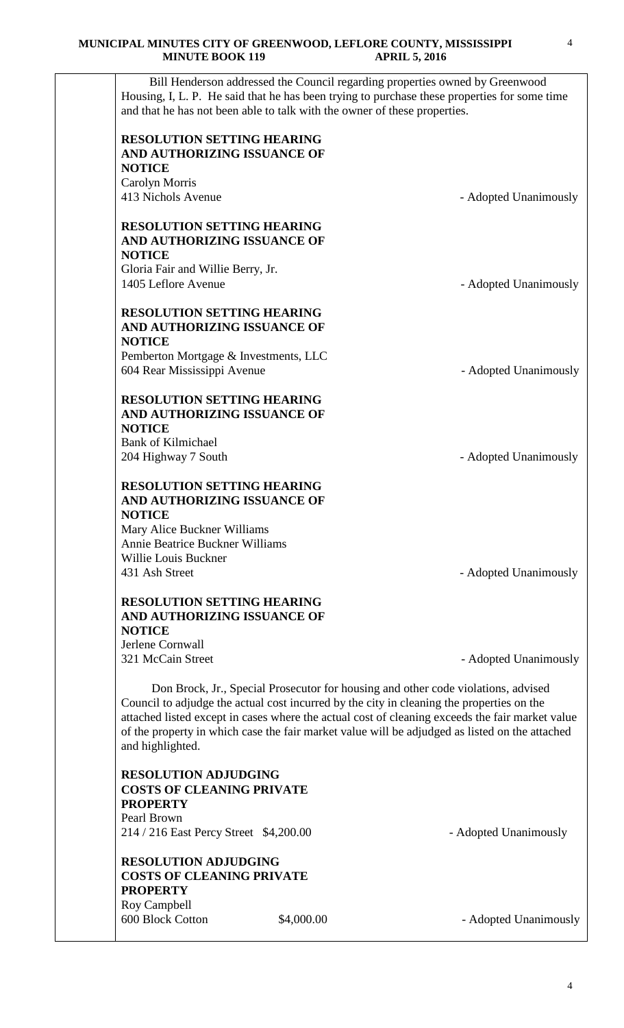Bill Henderson addressed the Council regarding properties owned by Greenwood Housing, I, L. P. He said that he has been trying to purchase these properties for some time and that he has not been able to talk with the owner of these properties.

**RESOLUTION SETTING HEARING AND AUTHORIZING ISSUANCE OF NOTICE**
Carolyn Morris
413 Nichols Avenue - Adopted Unanimously

**RESOLUTION SETTING HEARING AND AUTHORIZING ISSUANCE OF NOTICE**
Gloria Fair and Willie Berry, Jr.
1405 Leflore Avenue - Adopted Unanimously

**RESOLUTION SETTING HEARING AND AUTHORIZING ISSUANCE OF NOTICE**
Pemberton Mortgage & Investments, LLC
604 Rear Mississippi Avenue - Adopted Unanimously

**RESOLUTION SETTING HEARING AND AUTHORIZING ISSUANCE OF NOTICE**
Bank of Kilmichael
204 Highway 7 South - Adopted Unanimously

**RESOLUTION SETTING HEARING AND AUTHORIZING ISSUANCE OF NOTICE**
Mary Alice Buckner Williams
Annie Beatrice Buckner Williams
Willie Louis Buckner
431 Ash Street - Adopted Unanimously

**RESOLUTION SETTING HEARING AND AUTHORIZING ISSUANCE OF NOTICE**
Jerlene Cornwall
321 McCain Street - Adopted Unanimously

Don Brock, Jr., Special Prosecutor for housing and other code violations, advised Council to adjudge the actual cost incurred by the city in cleaning the properties on the attached listed except in cases where the actual cost of cleaning exceeds the fair market value of the property in which case the fair market value will be adjudged as listed on the attached and highlighted.

**RESOLUTION ADJUDGING COSTS OF CLEANING PRIVATE PROPERTY**
Pearl Brown
214 / 216 East Percy Street $4,200.00 - Adopted Unanimously

**RESOLUTION ADJUDGING COSTS OF CLEANING PRIVATE PROPERTY**
Roy Campbell
600 Block Cotton $4,000.00 - Adopted Unanimously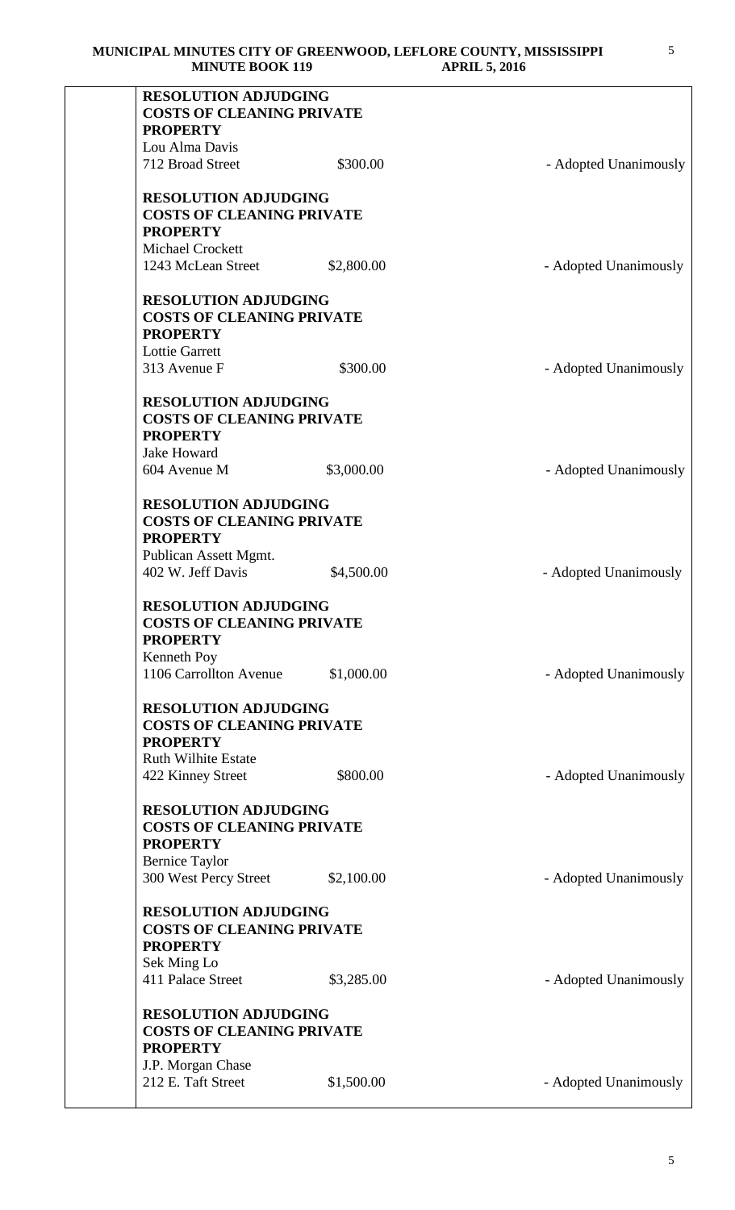**RESOLUTION ADJUDGING COSTS OF CLEANING PRIVATE PROPERTY**
Lou Alma Davis
712 Broad Street $300.00 - Adopted Unanimously

**RESOLUTION ADJUDGING COSTS OF CLEANING PRIVATE PROPERTY**
Michael Crockett
1243 McLean Street $2,800.00 - Adopted Unanimously

**RESOLUTION ADJUDGING COSTS OF CLEANING PRIVATE PROPERTY**
Lottie Garrett
313 Avenue F $300.00 - Adopted Unanimously

**RESOLUTION ADJUDGING COSTS OF CLEANING PRIVATE PROPERTY**
Jake Howard
604 Avenue M $3,000.00 - Adopted Unanimously

**RESOLUTION ADJUDGING COSTS OF CLEANING PRIVATE PROPERTY**
Publican Assett Mgmt.
402 W. Jeff Davis $4,500.00 - Adopted Unanimously

**RESOLUTION ADJUDGING COSTS OF CLEANING PRIVATE PROPERTY**
Kenneth Poy
1106 Carrollton Avenue $1,000.00 - Adopted Unanimously

**RESOLUTION ADJUDGING COSTS OF CLEANING PRIVATE PROPERTY**
Ruth Wilhite Estate
422 Kinney Street $800.00 - Adopted Unanimously

**RESOLUTION ADJUDGING COSTS OF CLEANING PRIVATE PROPERTY**
Bernice Taylor
300 West Percy Street $2,100.00 - Adopted Unanimously

**RESOLUTION ADJUDGING COSTS OF CLEANING PRIVATE PROPERTY**
Sek Ming Lo
411 Palace Street $3,285.00 - Adopted Unanimously

**RESOLUTION ADJUDGING COSTS OF CLEANING PRIVATE PROPERTY**
J.P. Morgan Chase
212 E. Taft Street $1,500.00 - Adopted Unanimously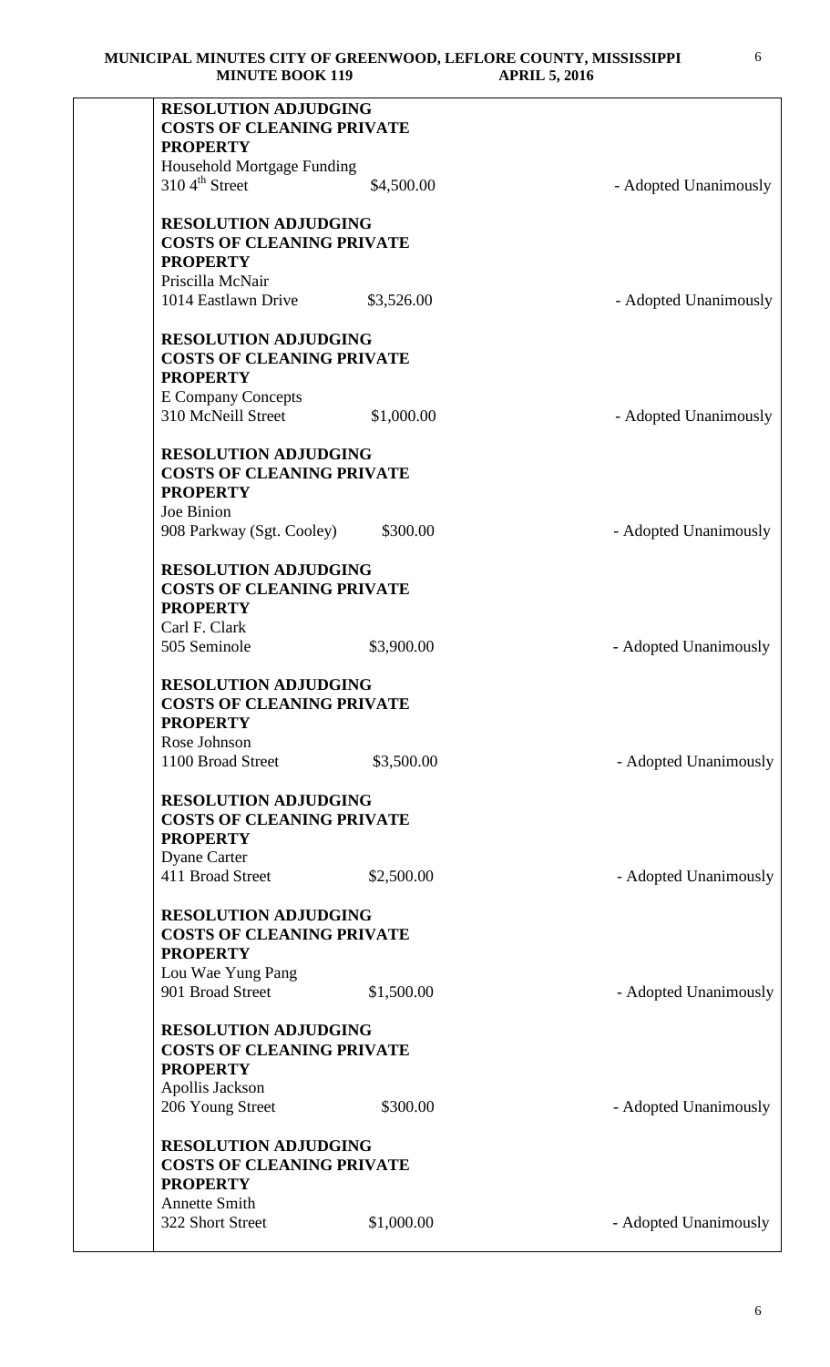**RESOLUTION ADJUDGING COSTS OF CLEANING PRIVATE PROPERTY**
Household Mortgage Funding
310 4th Street — $4,500.00 — Adopted Unanimously

**RESOLUTION ADJUDGING COSTS OF CLEANING PRIVATE PROPERTY**
Priscilla McNair
1014 Eastlawn Drive — $3,526.00 — Adopted Unanimously

**RESOLUTION ADJUDGING COSTS OF CLEANING PRIVATE PROPERTY**
E Company Concepts
310 McNeill Street — $1,000.00 — Adopted Unanimously

**RESOLUTION ADJUDGING COSTS OF CLEANING PRIVATE PROPERTY**
Joe Binion
908 Parkway (Sgt. Cooley) — $300.00 — Adopted Unanimously

**RESOLUTION ADJUDGING COSTS OF CLEANING PRIVATE PROPERTY**
Carl F. Clark
505 Seminole — $3,900.00 — Adopted Unanimously

**RESOLUTION ADJUDGING COSTS OF CLEANING PRIVATE PROPERTY**
Rose Johnson
1100 Broad Street — $3,500.00 — Adopted Unanimously

**RESOLUTION ADJUDGING COSTS OF CLEANING PRIVATE PROPERTY**
Dyane Carter
411 Broad Street — $2,500.00 — Adopted Unanimously

**RESOLUTION ADJUDGING COSTS OF CLEANING PRIVATE PROPERTY**
Lou Wae Yung Pang
901 Broad Street — $1,500.00 — Adopted Unanimously

**RESOLUTION ADJUDGING COSTS OF CLEANING PRIVATE PROPERTY**
Apollis Jackson
206 Young Street — $300.00 — Adopted Unanimously

**RESOLUTION ADJUDGING COSTS OF CLEANING PRIVATE PROPERTY**
Annette Smith
322 Short Street — $1,000.00 — Adopted Unanimously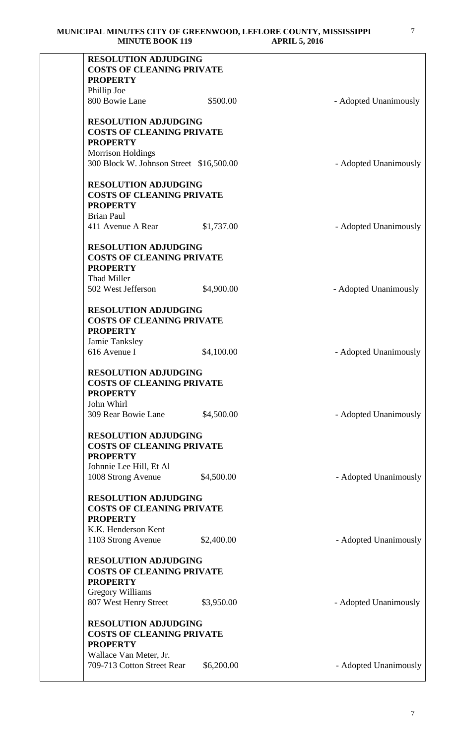**RESOLUTION ADJUDGING COSTS OF CLEANING PRIVATE PROPERTY**
Phillip Joe
800 Bowie Lane $500.00 - Adopted Unanimously

**RESOLUTION ADJUDGING COSTS OF CLEANING PRIVATE PROPERTY**
Morrison Holdings
300 Block W. Johnson Street $16,500.00 - Adopted Unanimously

**RESOLUTION ADJUDGING COSTS OF CLEANING PRIVATE PROPERTY**
Brian Paul
411 Avenue A Rear $1,737.00 - Adopted Unanimously

**RESOLUTION ADJUDGING COSTS OF CLEANING PRIVATE PROPERTY**
Thad Miller
502 West Jefferson $4,900.00 - Adopted Unanimously

**RESOLUTION ADJUDGING COSTS OF CLEANING PRIVATE PROPERTY**
Jamie Tanksley
616 Avenue I $4,100.00 - Adopted Unanimously

**RESOLUTION ADJUDGING COSTS OF CLEANING PRIVATE PROPERTY**
John Whirl
309 Rear Bowie Lane $4,500.00 - Adopted Unanimously

**RESOLUTION ADJUDGING COSTS OF CLEANING PRIVATE PROPERTY**
Johnnie Lee Hill, Et Al
1008 Strong Avenue $4,500.00 - Adopted Unanimously

**RESOLUTION ADJUDGING COSTS OF CLEANING PRIVATE PROPERTY**
K.K. Henderson Kent
1103 Strong Avenue $2,400.00 - Adopted Unanimously

**RESOLUTION ADJUDGING COSTS OF CLEANING PRIVATE PROPERTY**
Gregory Williams
807 West Henry Street $3,950.00 - Adopted Unanimously

**RESOLUTION ADJUDGING COSTS OF CLEANING PRIVATE PROPERTY**
Wallace Van Meter, Jr.
709-713 Cotton Street Rear $6,200.00 - Adopted Unanimously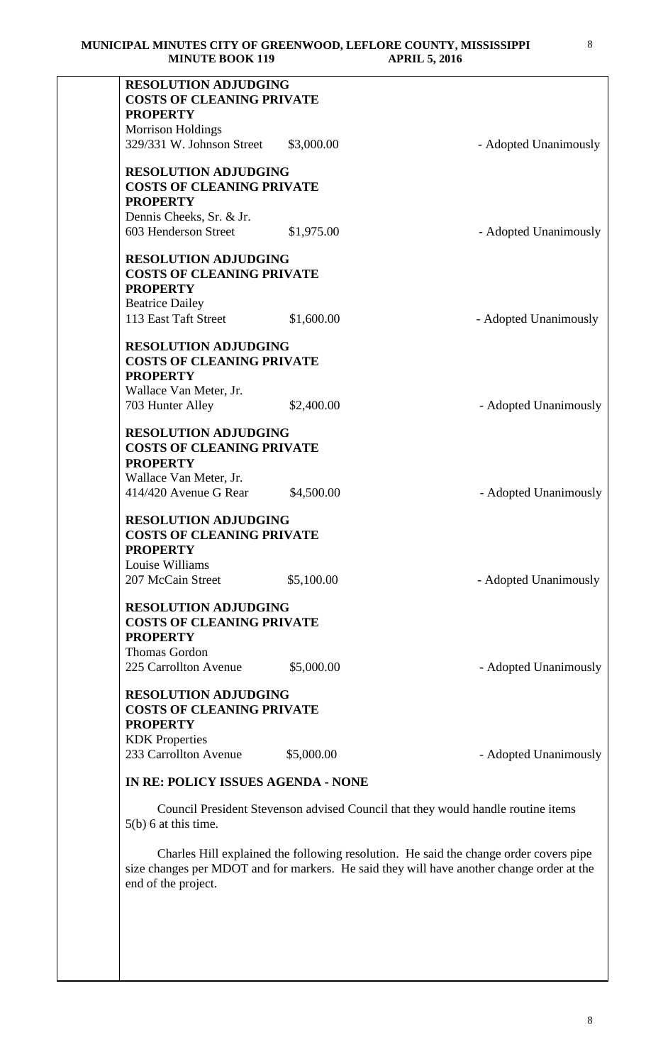**RESOLUTION ADJUDGING COSTS OF CLEANING PRIVATE PROPERTY**
Morrison Holdings
329/331 W. Johnson Street $3,000.00 - Adopted Unanimously

**RESOLUTION ADJUDGING COSTS OF CLEANING PRIVATE PROPERTY**
Dennis Cheeks, Sr. & Jr.
603 Henderson Street $1,975.00 - Adopted Unanimously

**RESOLUTION ADJUDGING COSTS OF CLEANING PRIVATE PROPERTY**
Beatrice Dailey
113 East Taft Street $1,600.00 - Adopted Unanimously

**RESOLUTION ADJUDGING COSTS OF CLEANING PRIVATE PROPERTY**
Wallace Van Meter, Jr.
703 Hunter Alley $2,400.00 - Adopted Unanimously

**RESOLUTION ADJUDGING COSTS OF CLEANING PRIVATE PROPERTY**
Wallace Van Meter, Jr.
414/420 Avenue G Rear $4,500.00 - Adopted Unanimously

**RESOLUTION ADJUDGING COSTS OF CLEANING PRIVATE PROPERTY**
Louise Williams
207 McCain Street $5,100.00 - Adopted Unanimously

**RESOLUTION ADJUDGING COSTS OF CLEANING PRIVATE PROPERTY**
Thomas Gordon
225 Carrollton Avenue $5,000.00 - Adopted Unanimously

**RESOLUTION ADJUDGING COSTS OF CLEANING PRIVATE PROPERTY**
KDK Properties
233 Carrollton Avenue $5,000.00 - Adopted Unanimously

**IN RE: POLICY ISSUES AGENDA - NONE**

Council President Stevenson advised Council that they would handle routine items 5(b) 6 at this time.

Charles Hill explained the following resolution. He said the change order covers pipe size changes per MDOT and for markers. He said they will have another change order at the end of the project.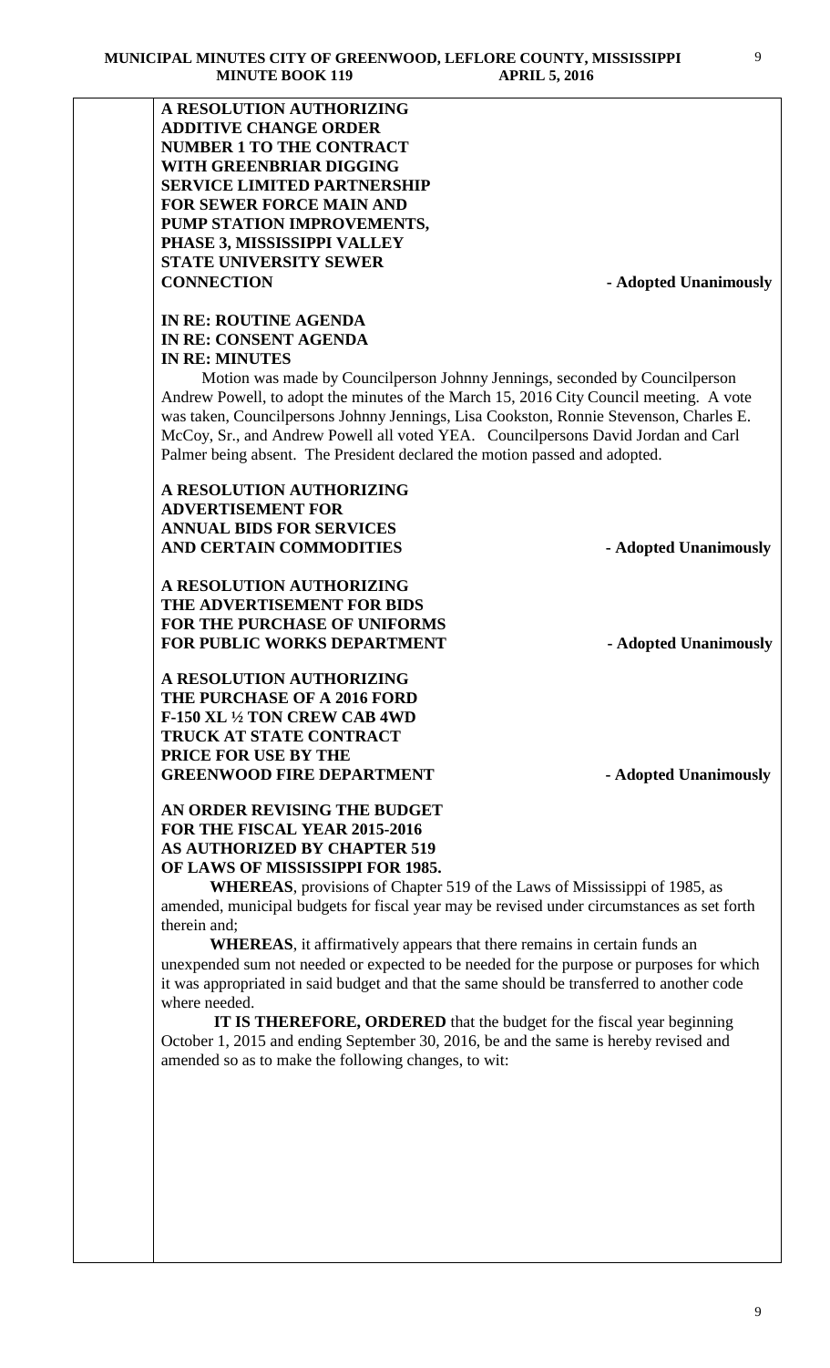**A RESOLUTION AUTHORIZING ADDITIVE CHANGE ORDER NUMBER 1 TO THE CONTRACT WITH GREENBRIAR DIGGING SERVICE LIMITED PARTNERSHIP FOR SEWER FORCE MAIN AND PUMP STATION IMPROVEMENTS, PHASE 3, MISSISSIPPI VALLEY STATE UNIVERSITY SEWER CONNECTION** **- Adopted Unanimously**

**IN RE: ROUTINE AGENDA**
**IN RE: CONSENT AGENDA**
**IN RE: MINUTES**

Motion was made by Councilperson Johnny Jennings, seconded by Councilperson Andrew Powell, to adopt the minutes of the March 15, 2016 City Council meeting. A vote was taken, Councilpersons Johnny Jennings, Lisa Cookston, Ronnie Stevenson, Charles E. McCoy, Sr., and Andrew Powell all voted YEA. Councilpersons David Jordan and Carl Palmer being absent. The President declared the motion passed and adopted.

**A RESOLUTION AUTHORIZING ADVERTISEMENT FOR ANNUAL BIDS FOR SERVICES AND CERTAIN COMMODITIES** **- Adopted Unanimously**

**A RESOLUTION AUTHORIZING THE ADVERTISEMENT FOR BIDS FOR THE PURCHASE OF UNIFORMS FOR PUBLIC WORKS DEPARTMENT** **- Adopted Unanimously**

**A RESOLUTION AUTHORIZING THE PURCHASE OF A 2016 FORD F-150 XL ½ TON CREW CAB 4WD TRUCK AT STATE CONTRACT PRICE FOR USE BY THE GREENWOOD FIRE DEPARTMENT** **- Adopted Unanimously**

**AN ORDER REVISING THE BUDGET FOR THE FISCAL YEAR 2015-2016 AS AUTHORIZED BY CHAPTER 519 OF LAWS OF MISSISSIPPI FOR 1985.**

**WHEREAS**, provisions of Chapter 519 of the Laws of Mississippi of 1985, as amended, municipal budgets for fiscal year may be revised under circumstances as set forth therein and;

**WHEREAS**, it affirmatively appears that there remains in certain funds an unexpended sum not needed or expected to be needed for the purpose or purposes for which it was appropriated in said budget and that the same should be transferred to another code where needed.

**IT IS THEREFORE, ORDERED** that the budget for the fiscal year beginning October 1, 2015 and ending September 30, 2016, be and the same is hereby revised and amended so as to make the following changes, to wit: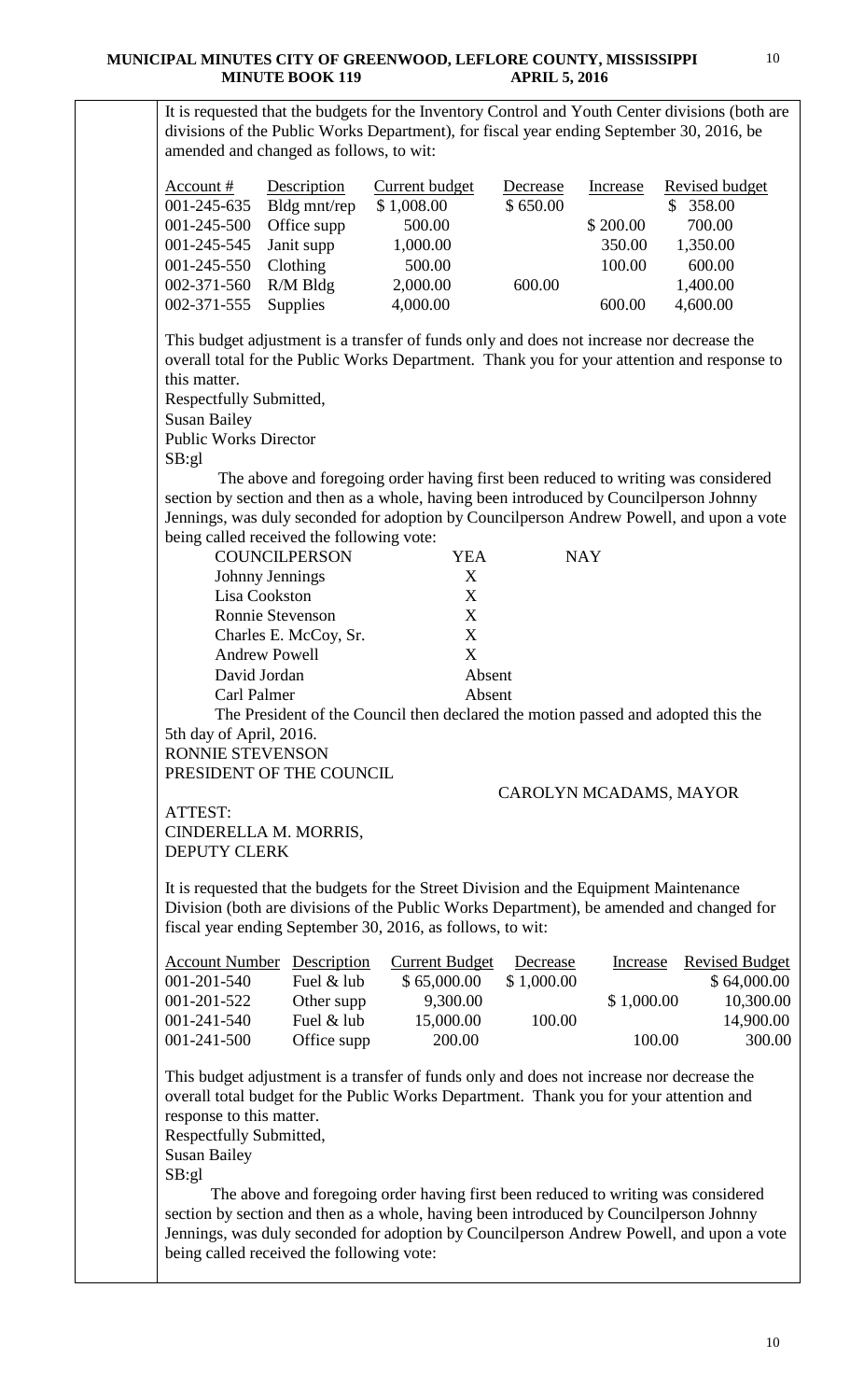It is requested that the budgets for the Inventory Control and Youth Center divisions (both are divisions of the Public Works Department), for fiscal year ending September 30, 2016, be amended and changed as follows, to wit:

| Account # | Description | Current budget | Decrease | Increase | Revised budget |
|---|---|---|---|---|---|
| 001-245-635 | Bldg mnt/rep | $ 1,008.00 | $ 650.00 | | $ 358.00 |
| 001-245-500 | Office supp | 500.00 | | $ 200.00 | 700.00 |
| 001-245-545 | Janit supp | 1,000.00 | | 350.00 | 1,350.00 |
| 001-245-550 | Clothing | 500.00 | | 100.00 | 600.00 |
| 002-371-560 | R/M Bldg | 2,000.00 | 600.00 | | 1,400.00 |
| 002-371-555 | Supplies | 4,000.00 | | 600.00 | 4,600.00 |

This budget adjustment is a transfer of funds only and does not increase nor decrease the overall total for the Public Works Department. Thank you for your attention and response to this matter.
Respectfully Submitted,
Susan Bailey
Public Works Director
SB:gl

The above and foregoing order having first been reduced to writing was considered section by section and then as a whole, having been introduced by Councilperson Johnny Jennings, was duly seconded for adoption by Councilperson Andrew Powell, and upon a vote being called received the following vote:

| COUNCILPERSON | YEA | NAY |
|---|---|---|
| Johnny Jennings | X | |
| Lisa Cookston | X | |
| Ronnie Stevenson | X | |
| Charles E. McCoy, Sr. | X | |
| Andrew Powell | X | |
| David Jordan | Absent | |
| Carl Palmer | Absent | |

The President of the Council then declared the motion passed and adopted this the 5th day of April, 2016.
RONNIE STEVENSON
PRESIDENT OF THE COUNCIL

CAROLYN MCADAMS, MAYOR

ATTEST:
CINDERELLA M. MORRIS,
DEPUTY CLERK

It is requested that the budgets for the Street Division and the Equipment Maintenance Division (both are divisions of the Public Works Department), be amended and changed for fiscal year ending September 30, 2016, as follows, to wit:

| Account Number | Description | Current Budget | Decrease | Increase | Revised Budget |
|---|---|---|---|---|---|
| 001-201-540 | Fuel & lub | $ 65,000.00 | $ 1,000.00 | | $ 64,000.00 |
| 001-201-522 | Other supp | 9,300.00 | | $ 1,000.00 | 10,300.00 |
| 001-241-540 | Fuel & lub | 15,000.00 | 100.00 | | 14,900.00 |
| 001-241-500 | Office supp | 200.00 | | 100.00 | 300.00 |

This budget adjustment is a transfer of funds only and does not increase nor decrease the overall total budget for the Public Works Department. Thank you for your attention and response to this matter.
Respectfully Submitted,
Susan Bailey
SB:gl

The above and foregoing order having first been reduced to writing was considered section by section and then as a whole, having been introduced by Councilperson Johnny Jennings, was duly seconded for adoption by Councilperson Andrew Powell, and upon a vote being called received the following vote: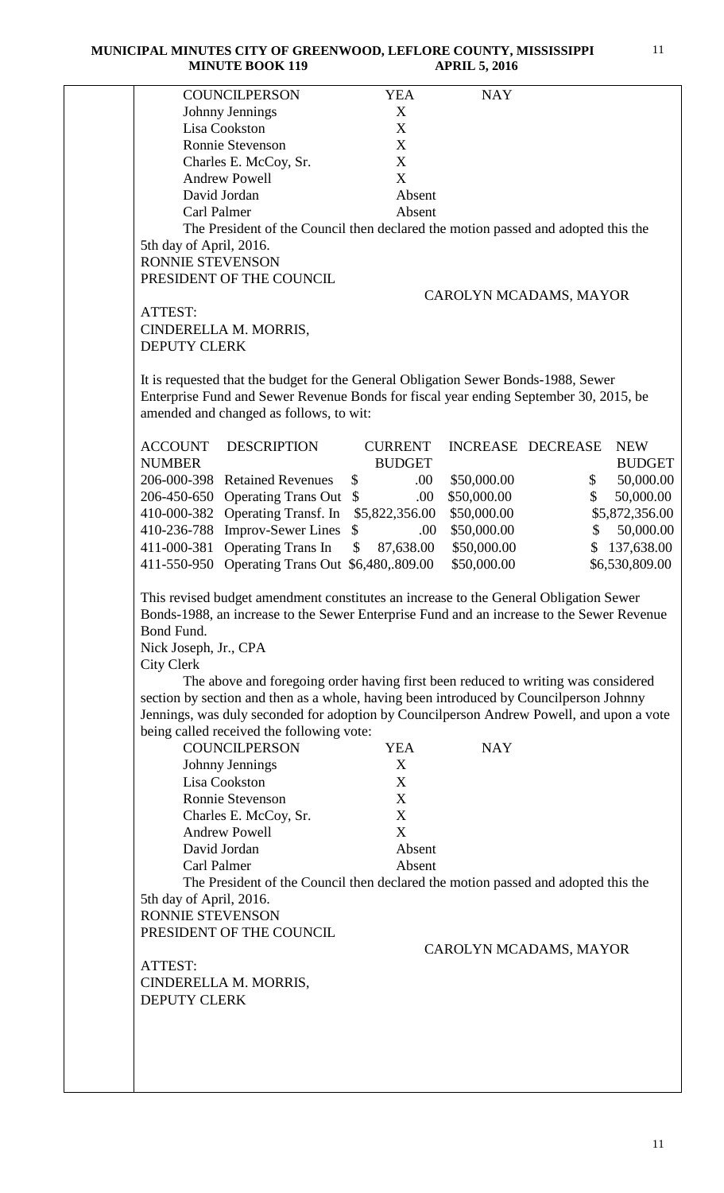| COUNCILPERSON | YEA | NAY |
|---|---|---|
| Johnny Jennings | X | |
| Lisa Cookston | X | |
| Ronnie Stevenson | X | |
| Charles E. McCoy, Sr. | X | |
| Andrew Powell | X | |
| David Jordan | Absent | |
| Carl Palmer | Absent | |

The President of the Council then declared the motion passed and adopted this the 5th day of April, 2016.

RONNIE STEVENSON
PRESIDENT OF THE COUNCIL

CAROLYN MCADAMS, MAYOR

ATTEST:
CINDERELLA M. MORRIS,
DEPUTY CLERK

It is requested that the budget for the General Obligation Sewer Bonds-1988, Sewer Enterprise Fund and Sewer Revenue Bonds for fiscal year ending September 30, 2015, be amended and changed as follows, to wit:

| ACCOUNT NUMBER | DESCRIPTION | CURRENT BUDGET | INCREASE | DECREASE | NEW BUDGET |
|---|---|---|---|---|---|
| 206-000-398 | Retained Revenues | $ .00 | \$50,000.00 | | $ 50,000.00 |
| 206-450-650 | Operating Trans Out | $ .00 | \$50,000.00 | | $ 50,000.00 |
| 410-000-382 | Operating Transf. In | \$5,822,356.00 | \$50,000.00 | | \$5,872,356.00 |
| 410-236-788 | Improv-Sewer Lines | $ .00 | \$50,000.00 | | $ 50,000.00 |
| 411-000-381 | Operating Trans In | $ 87,638.00 | \$50,000.00 | | $ 137,638.00 |
| 411-550-950 | Operating Trans Out | \$6,480,.809.00 | \$50,000.00 | | \$6,530,809.00 |

This revised budget amendment constitutes an increase to the General Obligation Sewer Bonds-1988, an increase to the Sewer Enterprise Fund and an increase to the Sewer Revenue Bond Fund.

Nick Joseph, Jr., CPA
City Clerk

The above and foregoing order having first been reduced to writing was considered section by section and then as a whole, having been introduced by Councilperson Johnny Jennings, was duly seconded for adoption by Councilperson Andrew Powell, and upon a vote being called received the following vote:

| COUNCILPERSON | YEA | NAY |
|---|---|---|
| Johnny Jennings | X | |
| Lisa Cookston | X | |
| Ronnie Stevenson | X | |
| Charles E. McCoy, Sr. | X | |
| Andrew Powell | X | |
| David Jordan | Absent | |
| Carl Palmer | Absent | |

The President of the Council then declared the motion passed and adopted this the 5th day of April, 2016.

RONNIE STEVENSON
PRESIDENT OF THE COUNCIL

CAROLYN MCADAMS, MAYOR

ATTEST:
CINDERELLA M. MORRIS,
DEPUTY CLERK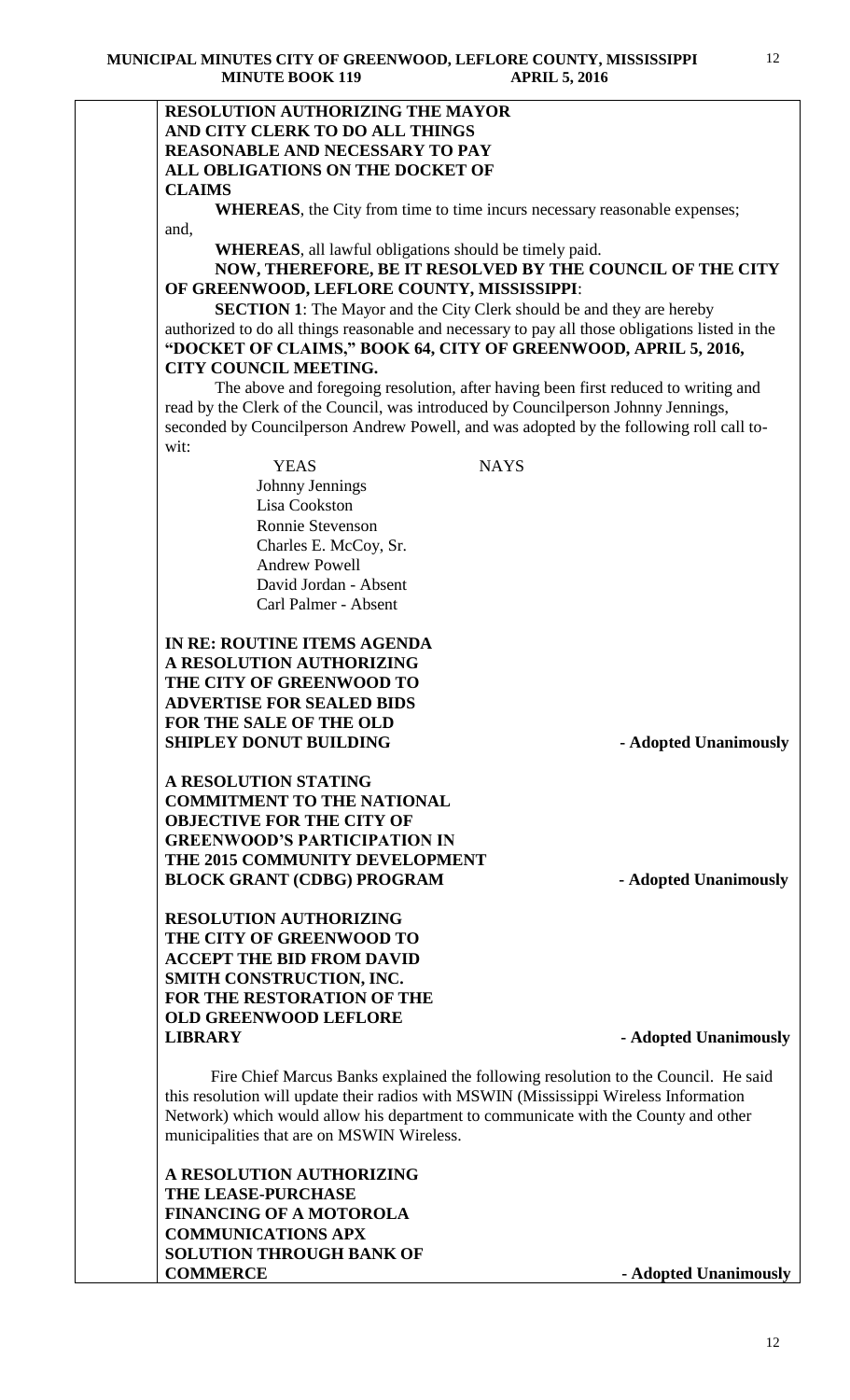**RESOLUTION AUTHORIZING THE MAYOR AND CITY CLERK TO DO ALL THINGS REASONABLE AND NECESSARY TO PAY ALL OBLIGATIONS ON THE DOCKET OF CLAIMS**

**WHEREAS**, the City from time to time incurs necessary reasonable expenses; and,

**WHEREAS**, all lawful obligations should be timely paid.

**NOW, THEREFORE, BE IT RESOLVED BY THE COUNCIL OF THE CITY OF GREENWOOD, LEFLORE COUNTY, MISSISSIPPI**:

**SECTION 1**: The Mayor and the City Clerk should be and they are hereby authorized to do all things reasonable and necessary to pay all those obligations listed in the **"DOCKET OF CLAIMS," BOOK 64, CITY OF GREENWOOD, APRIL 5, 2016, CITY COUNCIL MEETING.**

The above and foregoing resolution, after having been first reduced to writing and read by the Clerk of the Council, was introduced by Councilperson Johnny Jennings, seconded by Councilperson Andrew Powell, and was adopted by the following roll call to-wit:

| YEAS | NAYS |
|---|---|
| Johnny Jennings | |
| Lisa Cookston | |
| Ronnie Stevenson | |
| Charles E. McCoy, Sr. | |
| Andrew Powell | |
| David Jordan - Absent | |
| Carl Palmer - Absent | |

**IN RE: ROUTINE ITEMS AGENDA**

**A RESOLUTION AUTHORIZING THE CITY OF GREENWOOD TO ADVERTISE FOR SEALED BIDS FOR THE SALE OF THE OLD SHIPLEY DONUT BUILDING** **- Adopted Unanimously**

**A RESOLUTION STATING COMMITMENT TO THE NATIONAL OBJECTIVE FOR THE CITY OF GREENWOOD'S PARTICIPATION IN THE 2015 COMMUNITY DEVELOPMENT BLOCK GRANT (CDBG) PROGRAM** **- Adopted Unanimously**

**RESOLUTION AUTHORIZING THE CITY OF GREENWOOD TO ACCEPT THE BID FROM DAVID SMITH CONSTRUCTION, INC. FOR THE RESTORATION OF THE OLD GREENWOOD LEFLORE LIBRARY** **- Adopted Unanimously**

Fire Chief Marcus Banks explained the following resolution to the Council. He said this resolution will update their radios with MSWIN (Mississippi Wireless Information Network) which would allow his department to communicate with the County and other municipalities that are on MSWIN Wireless.

**A RESOLUTION AUTHORIZING THE LEASE-PURCHASE FINANCING OF A MOTOROLA COMMUNICATIONS APX SOLUTION THROUGH BANK OF COMMERCE** **- Adopted Unanimously**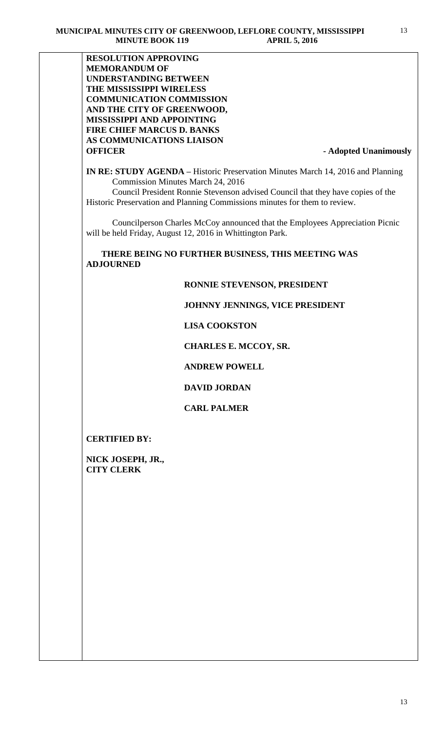**RESOLUTION APPROVING MEMORANDUM OF UNDERSTANDING BETWEEN THE MISSISSIPPI WIRELESS COMMUNICATION COMMISSION AND THE CITY OF GREENWOOD, MISSISSIPPI AND APPOINTING FIRE CHIEF MARCUS D. BANKS AS COMMUNICATIONS LIAISON OFFICER** **- Adopted Unanimously**

**IN RE: STUDY AGENDA –** Historic Preservation Minutes March 14, 2016 and Planning Commission Minutes March 24, 2016

Council President Ronnie Stevenson advised Council that they have copies of the Historic Preservation and Planning Commissions minutes for them to review.

Councilperson Charles McCoy announced that the Employees Appreciation Picnic will be held Friday, August 12, 2016 in Whittington Park.

**THERE BEING NO FURTHER BUSINESS, THIS MEETING WAS ADJOURNED**

**RONNIE STEVENSON, PRESIDENT**

**JOHNNY JENNINGS, VICE PRESIDENT**

**LISA COOKSTON**

**CHARLES E. MCCOY, SR.**

**ANDREW POWELL**

**DAVID JORDAN**

**CARL PALMER**

**CERTIFIED BY:**

**NICK JOSEPH, JR.,**
**CITY CLERK**